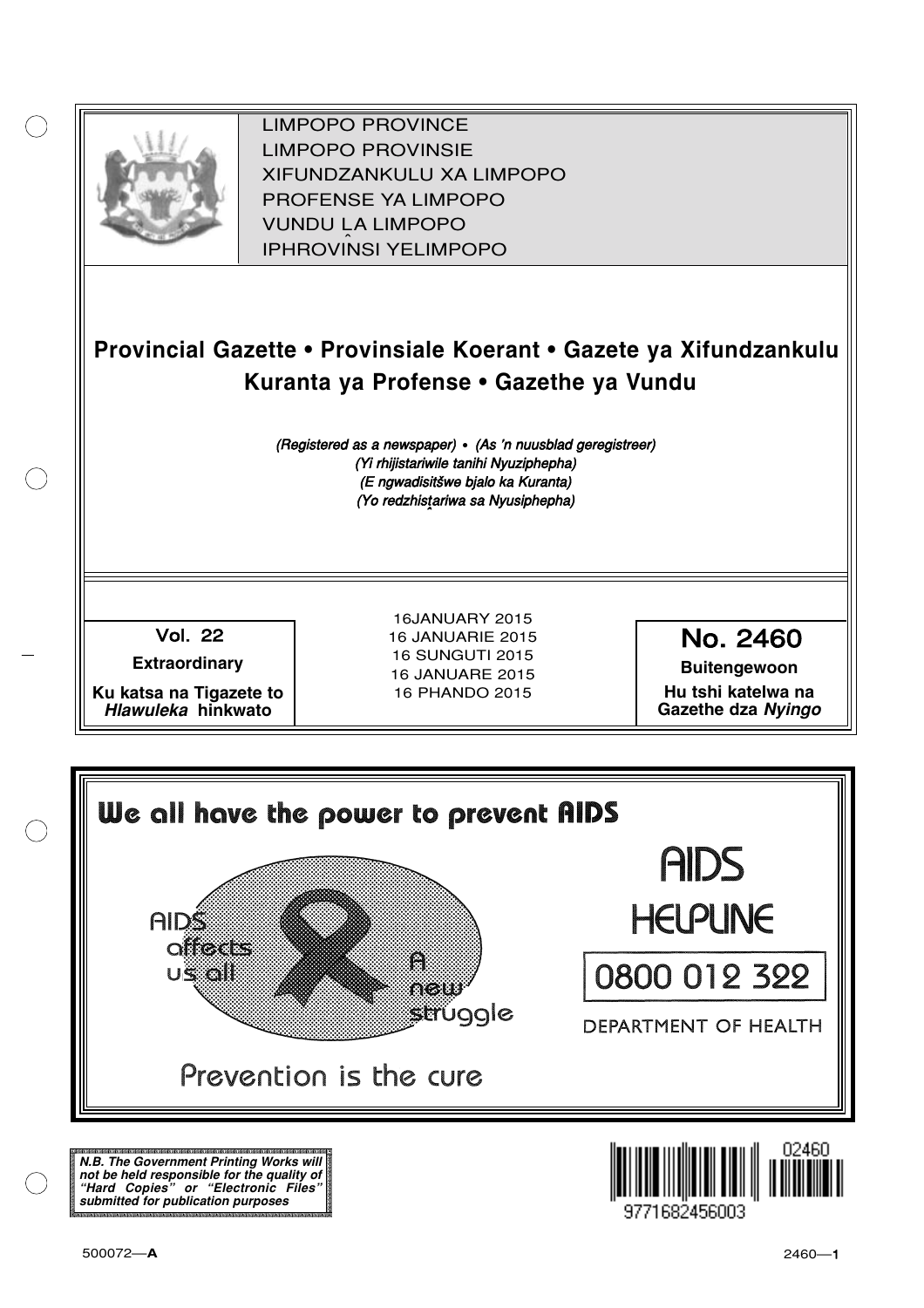LIMPOPO PROVINCE
LIMPOPO PROVINSIE
XIFUNDZANKULU XA LIMPOPO
PROFENSE YA LIMPOPO
VUNDU LA LIMPOPO
IPHROVINSI YELIMPOPO

# Provincial Gazette • Provinsiale Koerant • Gazete ya Xifundzankulu Kuranta ya Profense • Gazethe ya Vundu

*(Registered as a newspaper) • (As 'n nuusblad geregistreer)*
*(Yi rhijistariwile tanihi Nyuziphepha)*
*(E ngwadisitšwe bjalo ka Kuranta)*
*(Yo redzhistariwa sa Nyusiphepha)*

**Vol. 22**

**Extraordinary**

**Ku katsa na Tigazete to *Hlawuleka* hinkwato**

16JANUARY 2015
16 JANUARIE 2015
16 SUNGUTI 2015
16 JANUARE 2015
16 PHANDO 2015

**No. 2460**

**Buitengewoon**

**Hu tshi katelwa na Gazethe dza *Nyingo***

**We all have the power to prevent AIDS**

AIDS affects us all

A new struggle

Prevention is the cure

AIDS HELPLINE

0800 012 322

DEPARTMENT OF HEALTH

***N.B. The Government Printing Works will not be held responsible for the quality of "Hard Copies" or "Electronic Files" submitted for publication purposes***

02460

9771682456003

500072—**A**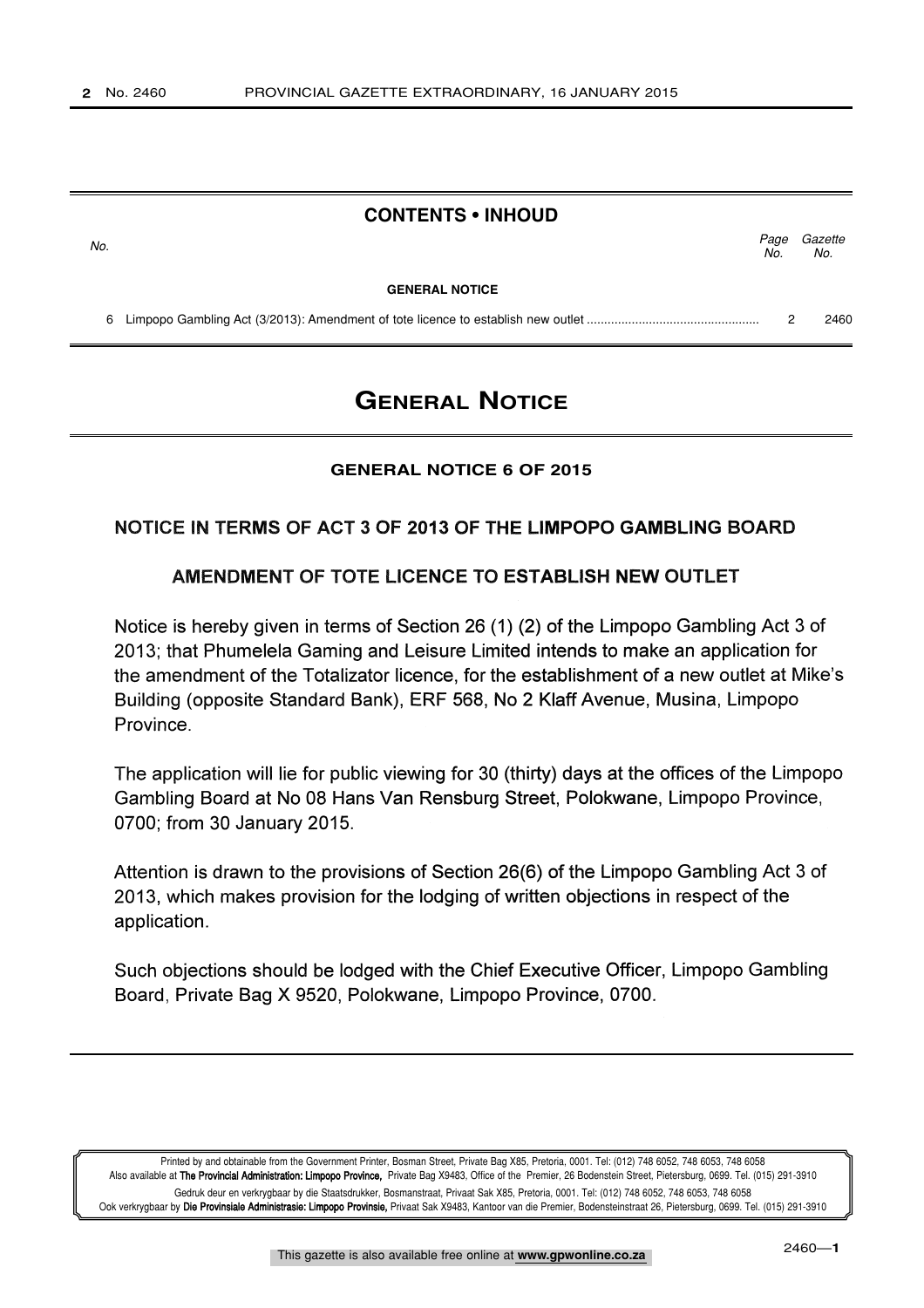## CONTENTS • INHOUD

| No. | | Page No. | Gazette No. |
|---|---|---|---|
| | **GENERAL NOTICE** | | |
| 6 | Limpopo Gambling Act (3/2013): Amendment of tote licence to establish new outlet | 2 | 2460 |

# General Notice

### GENERAL NOTICE 6 OF 2015

### NOTICE IN TERMS OF ACT 3 OF 2013 OF THE LIMPOPO GAMBLING BOARD

### AMENDMENT OF TOTE LICENCE TO ESTABLISH NEW OUTLET

Notice is hereby given in terms of Section 26 (1) (2) of the Limpopo Gambling Act 3 of 2013; that Phumelela Gaming and Leisure Limited intends to make an application for the amendment of the Totalizator licence, for the establishment of a new outlet at Mike's Building (opposite Standard Bank), ERF 568, No 2 Klaff Avenue, Musina, Limpopo Province.

The application will lie for public viewing for 30 (thirty) days at the offices of the Limpopo Gambling Board at No 08 Hans Van Rensburg Street, Polokwane, Limpopo Province, 0700; from 30 January 2015.

Attention is drawn to the provisions of Section 26(6) of the Limpopo Gambling Act 3 of 2013, which makes provision for the lodging of written objections in respect of the application.

Such objections should be lodged with the Chief Executive Officer, Limpopo Gambling Board, Private Bag X 9520, Polokwane, Limpopo Province, 0700.

Printed by and obtainable from the Government Printer, Bosman Street, Private Bag X85, Pretoria, 0001. Tel: (012) 748 6052, 748 6053, 748 6058
Also available at **The Provincial Administration: Limpopo Province,** Private Bag X9483, Office of the Premier, 26 Bodenstein Street, Pietersburg, 0699. Tel. (015) 291-3910
Gedruk deur en verkrygbaar by die Staatsdrukker, Bosmanstraat, Privaat Sak X85, Pretoria, 0001. Tel: (012) 748 6052, 748 6053, 748 6058
Ook verkrygbaar by **Die Provinsiale Administrasie: Limpopo Provinsie,** Privaat Sak X9483, Kantoor van die Premier, Bodensteinstraat 26, Pietersburg, 0699. Tel. (015) 291-3910